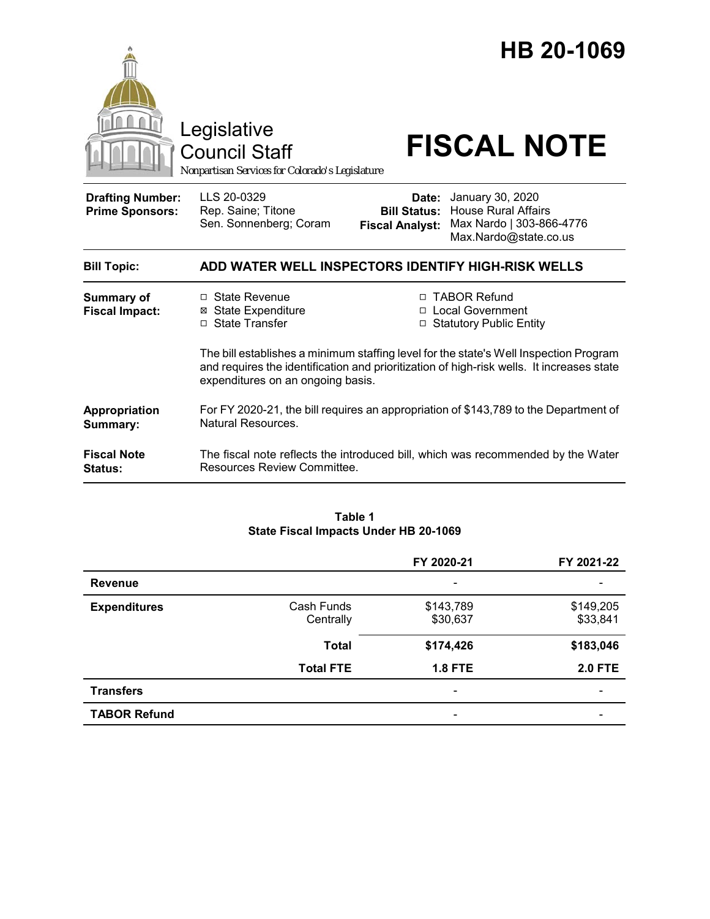# HB 20-1069

Legislative Council Staff

*Nonpartisan Services for Colorado's Legislature*

# FISCAL NOTE

| | | | |
|---|---|---|---|
| **Drafting Number:** | LLS 20-0329 | **Date:** | January 30, 2020 |
| **Prime Sponsors:** | Rep. Saine; Titone<br>Sen. Sonnenberg; Coram | **Bill Status:** | House Rural Affairs |
| | | **Fiscal Analyst:** | Max Nardo \| 303-866-4776<br>Max.Nardo@state.co.us |

| | |
|---|---|
| **Bill Topic:** | **ADD WATER WELL INSPECTORS IDENTIFY HIGH-RISK WELLS** |
| **Summary of Fiscal Impact:** | ☐ State Revenue<br>☒ State Expenditure<br>☐ State Transfer<br>☐ TABOR Refund<br>☐ Local Government<br>☐ Statutory Public Entity<br><br>The bill establishes a minimum staffing level for the state's Well Inspection Program and requires the identification and prioritization of high-risk wells. It increases state expenditures on an ongoing basis. |
| **Appropriation Summary:** | For FY 2020-21, the bill requires an appropriation of $143,789 to the Department of Natural Resources. |
| **Fiscal Note Status:** | The fiscal note reflects the introduced bill, which was recommended by the Water Resources Review Committee. |

**Table 1**
**State Fiscal Impacts Under HB 20-1069**

| | | FY 2020-21 | FY 2021-22 |
|---|---|---|---|
| **Revenue** | | - | - |
| **Expenditures** | Cash Funds | $143,789 | $149,205 |
| | Centrally | $30,637 | $33,841 |
| | **Total** | **$174,426** | **$183,046** |
| | **Total FTE** | **1.8 FTE** | **2.0 FTE** |
| **Transfers** | | - | - |
| **TABOR Refund** | | - | - |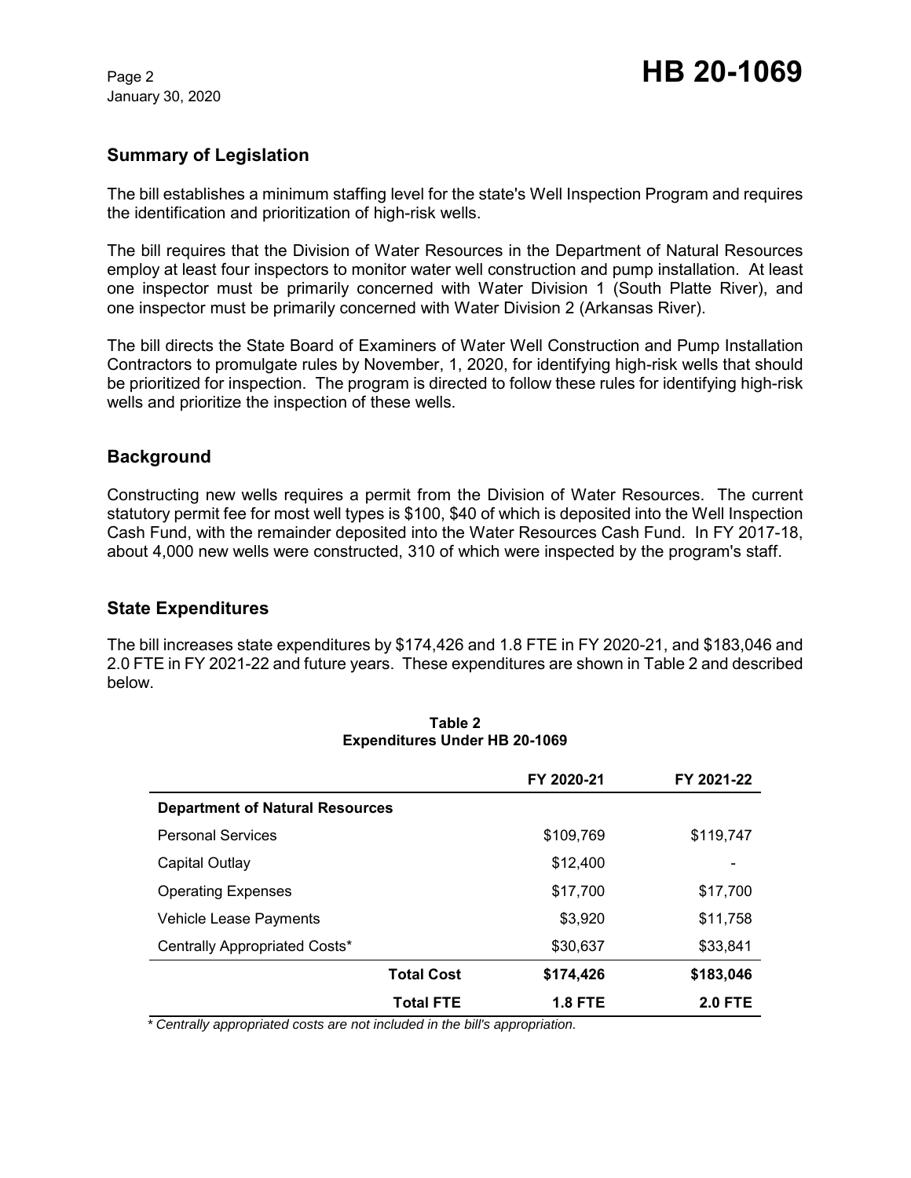## Summary of Legislation

The bill establishes a minimum staffing level for the state's Well Inspection Program and requires the identification and prioritization of high-risk wells.

The bill requires that the Division of Water Resources in the Department of Natural Resources employ at least four inspectors to monitor water well construction and pump installation. At least one inspector must be primarily concerned with Water Division 1 (South Platte River), and one inspector must be primarily concerned with Water Division 2 (Arkansas River).

The bill directs the State Board of Examiners of Water Well Construction and Pump Installation Contractors to promulgate rules by November, 1, 2020, for identifying high-risk wells that should be prioritized for inspection. The program is directed to follow these rules for identifying high-risk wells and prioritize the inspection of these wells.

## Background

Constructing new wells requires a permit from the Division of Water Resources. The current statutory permit fee for most well types is $100, $40 of which is deposited into the Well Inspection Cash Fund, with the remainder deposited into the Water Resources Cash Fund. In FY 2017-18, about 4,000 new wells were constructed, 310 of which were inspected by the program's staff.

## State Expenditures

The bill increases state expenditures by $174,426 and 1.8 FTE in FY 2020-21, and $183,046 and 2.0 FTE in FY 2021-22 and future years. These expenditures are shown in Table 2 and described below.

**Table 2**
**Expenditures Under HB 20-1069**

| | FY 2020-21 | FY 2021-22 |
|---|---|---|
| **Department of Natural Resources** | | |
| Personal Services | $109,769 | $119,747 |
| Capital Outlay | $12,400 | - |
| Operating Expenses | $17,700 | $17,700 |
| Vehicle Lease Payments | $3,920 | $11,758 |
| Centrally Appropriated Costs* | $30,637 | $33,841 |
| **Total Cost** | **$174,426** | **$183,046** |
| **Total FTE** | **1.8 FTE** | **2.0 FTE** |

*\* Centrally appropriated costs are not included in the bill's appropriation.*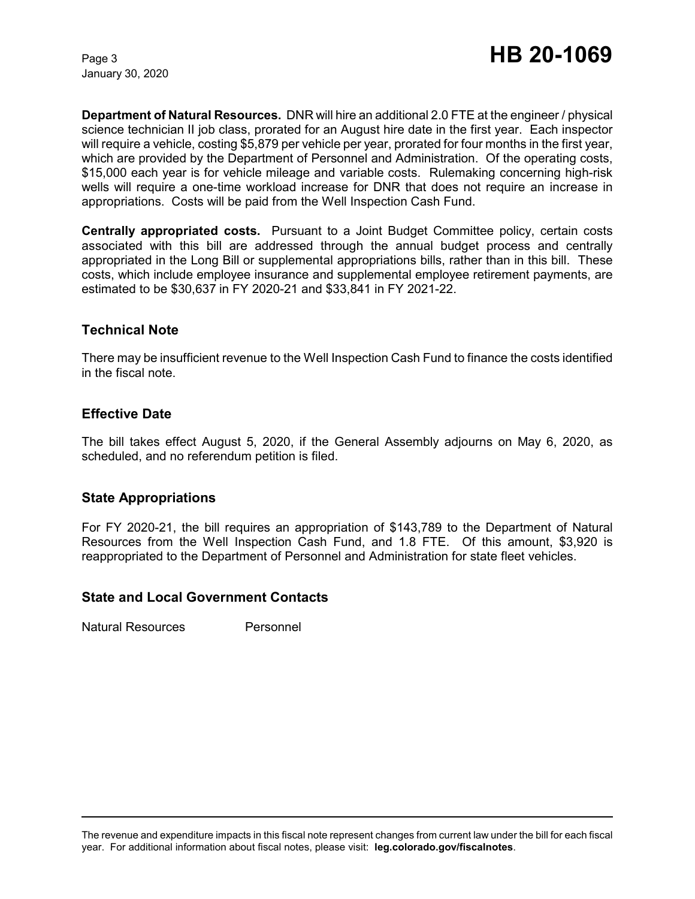**Department of Natural Resources.** DNR will hire an additional 2.0 FTE at the engineer / physical science technician II job class, prorated for an August hire date in the first year. Each inspector will require a vehicle, costing $5,879 per vehicle per year, prorated for four months in the first year, which are provided by the Department of Personnel and Administration. Of the operating costs, $15,000 each year is for vehicle mileage and variable costs. Rulemaking concerning high-risk wells will require a one-time workload increase for DNR that does not require an increase in appropriations. Costs will be paid from the Well Inspection Cash Fund.

**Centrally appropriated costs.** Pursuant to a Joint Budget Committee policy, certain costs associated with this bill are addressed through the annual budget process and centrally appropriated in the Long Bill or supplemental appropriations bills, rather than in this bill. These costs, which include employee insurance and supplemental employee retirement payments, are estimated to be $30,637 in FY 2020-21 and $33,841 in FY 2021-22.

## Technical Note

There may be insufficient revenue to the Well Inspection Cash Fund to finance the costs identified in the fiscal note.

## Effective Date

The bill takes effect August 5, 2020, if the General Assembly adjourns on May 6, 2020, as scheduled, and no referendum petition is filed.

## State Appropriations

For FY 2020-21, the bill requires an appropriation of $143,789 to the Department of Natural Resources from the Well Inspection Cash Fund, and 1.8 FTE. Of this amount, $3,920 is reappropriated to the Department of Personnel and Administration for state fleet vehicles.

## State and Local Government Contacts

Natural Resources     Personnel

The revenue and expenditure impacts in this fiscal note represent changes from current law under the bill for each fiscal year. For additional information about fiscal notes, please visit: **leg.colorado.gov/fiscalnotes**.